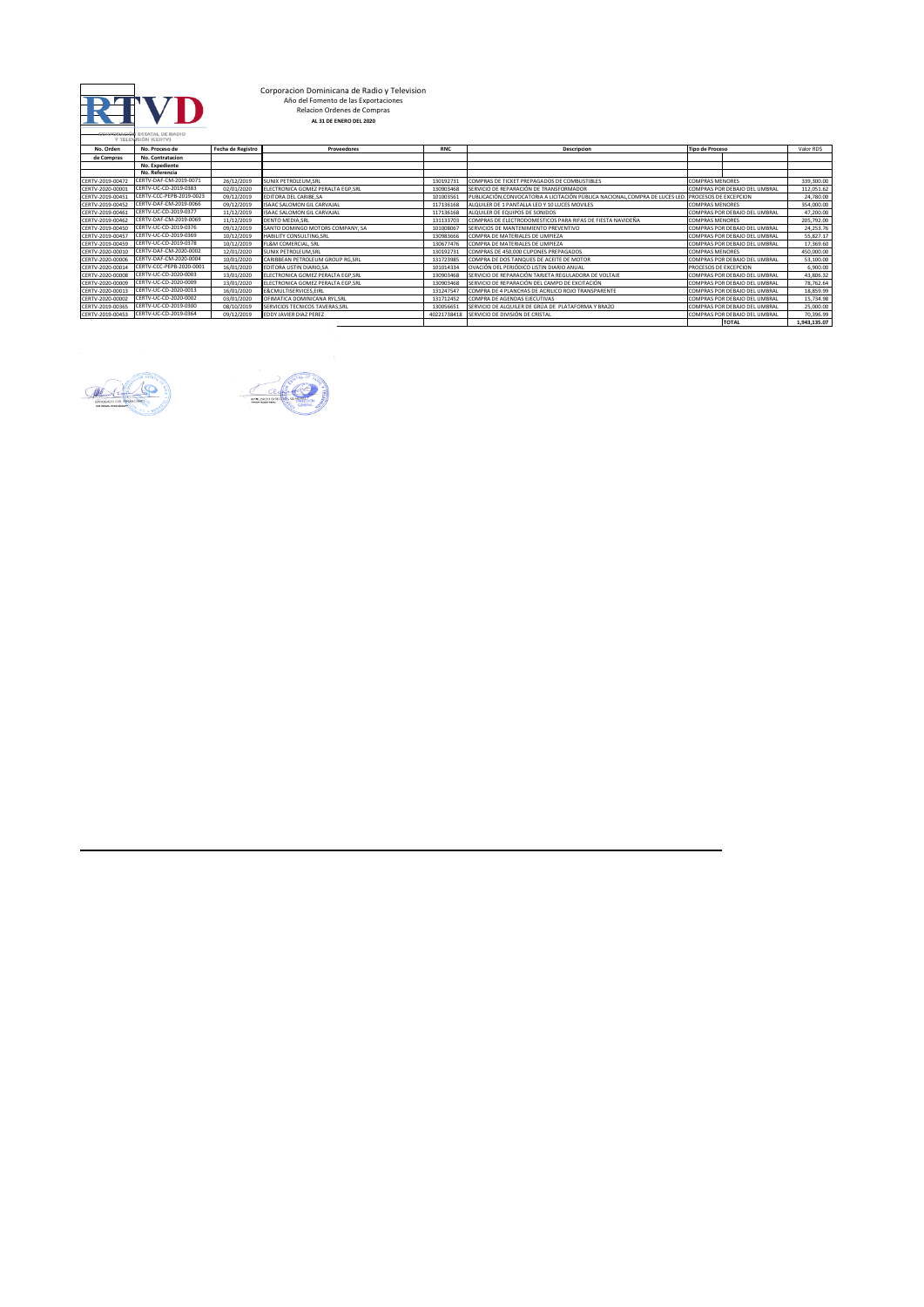# Corporacion Dominicana de Radio y Television

Año del Fomento de las Exportaciones

Relacion Ordenes de Compras

**AL 31 DE ENERO DEL 2020**

| No. Orden de Compras | No. Proceso de No. Contratacion No. Expediente No. Referencia | Fecha de Registro | Proveedores | RNC | Descripcion | Tipo de Proceso | Valor RD$ |
|---|---|---|---|---|---|---|---|
| CERTV-2019-00472 | CERTV-DAF-CM-2019-0071 | 26/12/2019 | SUNIX PETROLEUM,SRL | 130192731 | COMPRAS DE TICKET PREPAGADOS DE COMBUSTIBLES | COMPRAS MENORES | 339,300.00 |
| CERTV-2020-00001 | CERTV-UC-CD-2019-0383 | 02/01/2020 | ELECTRONICA GOMEZ PERALTA EGP,SRL | 130903468 | SERVICIO DE REPARACIÓN DE TRANSFORMADOR | COMPRAS POR DEBAJO DEL UMBRAL | 112,051.62 |
| CERTV-2019-00451 | CERTV-CCC-PEPB-2019-0023 | 09/12/2019 | EDITORA DEL CARIBE,SA | 101003561 | PUBLICACIÓN,CONVOCATORIA A LICITACIÓN PÚBLICA NACIONAL,COMPRA DE LUCES LED. | PROCESOS DE EXCEPCION | 24,780.00 |
| CERTV-2019-00452 | CERTV-DAF-CM-2019-0066 | 09/12/2019 | ISAAC SALOMON GIL CARVAJAL | 117136168 | ALQUILER DE 1 PANTALLA LED Y 10 LUCES MOVILES | COMPRAS MENORES | 354,000.00 |
| CERTV-2019-00461 | CERTV-UC-CD-2019-0377 | 11/12/2019 | ISAAC SALOMON GIL CARVAJAL | 117136168 | ALQUILER DE EQUIPOS DE SONIDOS | COMPRAS POR DEBAJO DEL UMBRAL | 47,200.00 |
| CERTV-2019-00462 | CERTV-DAF-CM-2019-0069 | 11/12/2019 | DENTO MEDIA,SRL | 131133703 | COMPRAS DE ELECTRODOMÉSTICOS PARA RIFAS DE FIESTA NAVIDEÑA | COMPRAS MENORES | 205,792.00 |
| CERTV-2019-00450 | CERTV-UC-CD-2019-0376 | 09/12/2019 | SANTO DOMINGO MOTORS COMPANY, SA | 101008067 | SERVICIOS DE MANTENIMIENTO PREVENTIVO | COMPRAS POR DEBAJO DEL UMBRAL | 24,253.76 |
| CERTV-2019-00457 | CERTV-UC-CD-2019-0369 | 10/12/2019 | HABILITY CONSULTING,SRL | 130983666 | COMPRA DE MATERIALES DE LIMPIEZA | COMPRAS POR DEBAJO DEL UMBRAL | 55,827.17 |
| CERTV-2019-00459 | CERTV-UC-CD-2019-0378 | 10/12/2019 | FL&M COMERCIAL, SRL | 130677476 | COMPRA DE MATERIALES DE LIMPIEZA | COMPRAS POR DEBAJO DEL UMBRAL | 17,369.60 |
| CERTV-2020-00010 | CERTV-DAF-CM-2020-0002 | 12/01/2020 | SUNIX PETROLEUM,SRL | 130192731 | COMPRAS DE 450,000 CUPONES PREPAGADOS | COMPRAS MENORES | 450,000.00 |
| CERTV-2020-00006 | CERTV-DAF-CM-2020-0004 | 10/01/2020 | CARIBBEAN PETROLEUM GROUP RG,SRL | 131723985 | COMPRA DE DOS TANQUES DE ACEITE DE MOTOR | COMPRAS POR DEBAJO DEL UMBRAL | 53,100.00 |
| CERTV-2020-00014 | CERTV-CCC-PEPB-2020-0001 | 16/01/2020 | EDITORA LISTIN DIARIO,SA | 101014334 | OVACIÓN DEL PERIÓDICO LISTIN DIARIO ANUAL | PROCESOS DE EXCEPCION | 6,900.00 |
| CERTV-2020-00008 | CERTV-UC-CD-2020-0003 | 13/01/2020 | ELECTRONICA GOMEZ PERALTA EGP,SRL | 130903468 | SERVICIO DE REPARACIÓN TARJETA REGULADORA DE VOLTAJE | COMPRAS POR DEBAJO DEL UMBRAL | 43,806.32 |
| CERTV-2020-00009 | CERTV-UC-CD-2020-0009 | 13/01/2020 | ELECTRONICA GOMEZ PERALTA EGP,SRL | 130903468 | SERVICIO DE REPARACIÓN DEL CAMPO DE EXCITACIÓN | COMPRAS POR DEBAJO DEL UMBRAL | 78,762.64 |
| CERTV-2020-00013 | CERTV-UC-CD-2020-0013 | 16/01/2020 | E&CMULTISERVICES,EIRL | 131247547 | COMPRA DE 4 PLANCHAS DE ACRILICO ROJO TRANSPARENTE | COMPRAS POR DEBAJO DEL UMBRAL | 18,859.99 |
| CERTV-2020-00002 | CERTV-UC-CD-2020-0002 | 03/01/2020 | OFIMATICA DOMINICANA RYL,SRL | 131712452 | COMPRA DE AGENDAS EJECUTIVAS | COMPRAS POR DEBAJO DEL UMBRAL | 15,734.98 |
| CERTV-2019-00365 | CERTV-UC-CD-2019-0300 | 08/10/2019 | SERVICIOS TECNICOS TAVERAS,SRL | 130056651 | SERVICIO DE ALQUILER DE GRUA DE PLATAFORMA Y BRAZO | COMPRAS POR DEBAJO DEL UMBRAL | 25,000.00 |
| CERTV-2019-00453 | CERTV-UC-CD-2019-0364 | 09/12/2019 | EDDY JAVIER DIAZ PEREZ | 40221738418 | SERVICIO DE DIVISIÓN DE CRISTAL | COMPRAS POR DEBAJO DEL UMBRAL | 70,396.99 |
| | | | | | | **TOTAL** | **1,943,135.07** |